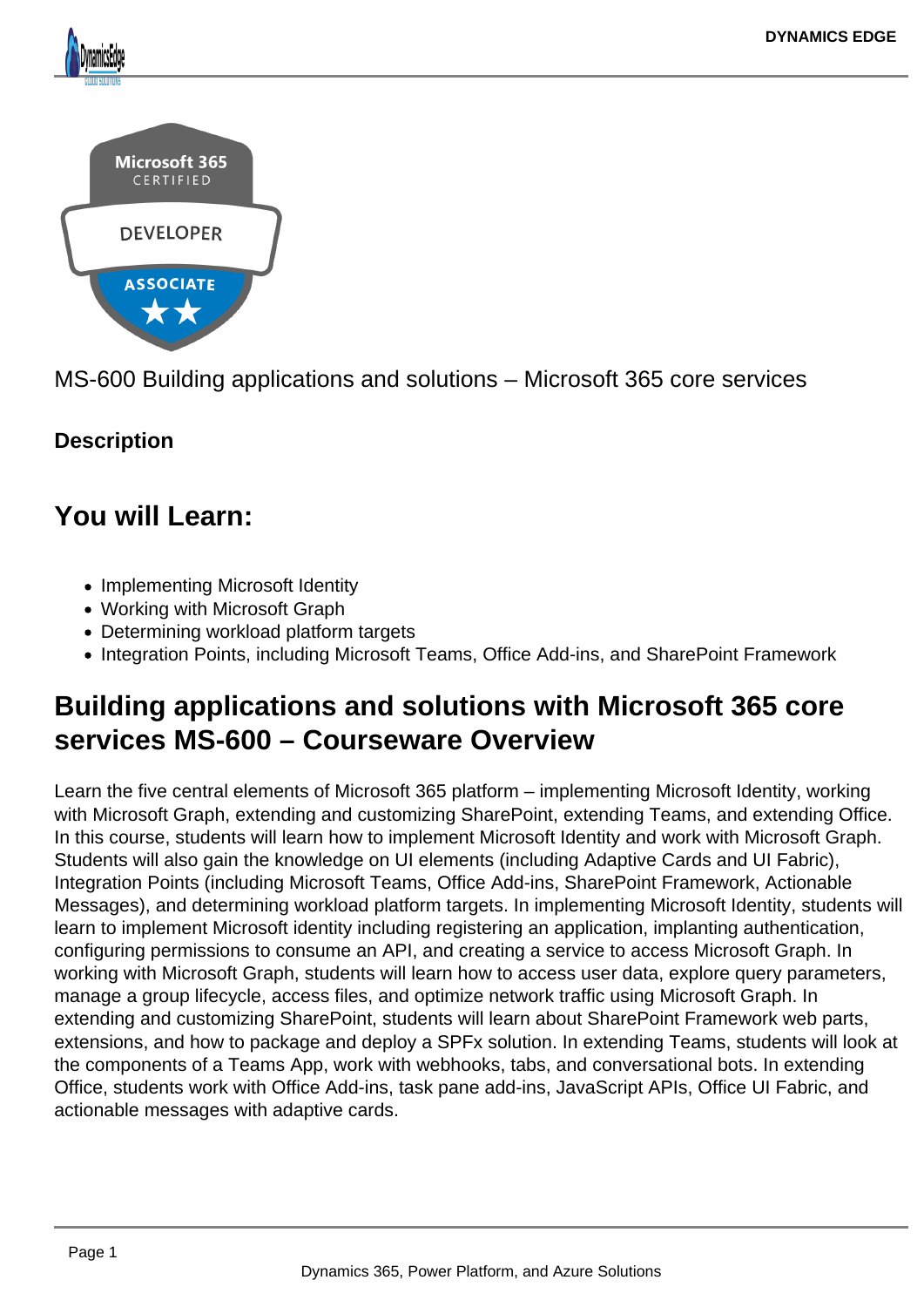MS-600 Building applications and solutions – Microsoft 365 core services

**Description**

## You will Learn:

- Implementing Microsoft Identity
- Working with Microsoft Graph
- Determining workload platform targets
- Integration Points, including Microsoft Teams, Office Add-ins, and SharePoint Framework

## Building applications and solutions with Microsoft 365 core services MS-600 – Courseware Overview

Learn the five central elements of Microsoft 365 platform – implementing Microsoft Identity, working with Microsoft Graph, extending and customizing SharePoint, extending Teams, and extending Office. In this course, students will learn how to implement Microsoft Identity and work with Microsoft Graph. Students will also gain the knowledge on UI elements (including Adaptive Cards and UI Fabric), Integration Points (including Microsoft Teams, Office Add-ins, SharePoint Framework, Actionable Messages), and determining workload platform targets. In implementing Microsoft Identity, students will learn to implement Microsoft identity including registering an application, implanting authentication, configuring permissions to consume an API, and creating a service to access Microsoft Graph. In working with Microsoft Graph, students will learn how to access user data, explore query parameters, manage a group lifecycle, access files, and optimize network traffic using Microsoft Graph. In extending and customizing SharePoint, students will learn about SharePoint Framework web parts, extensions, and how to package and deploy a SPFx solution. In extending Teams, students will look at the components of a Teams App, work with webhooks, tabs, and conversational bots. In extending Office, students work with Office Add-ins, task pane add-ins, JavaScript APIs, Office UI Fabric, and actionable messages with adaptive cards.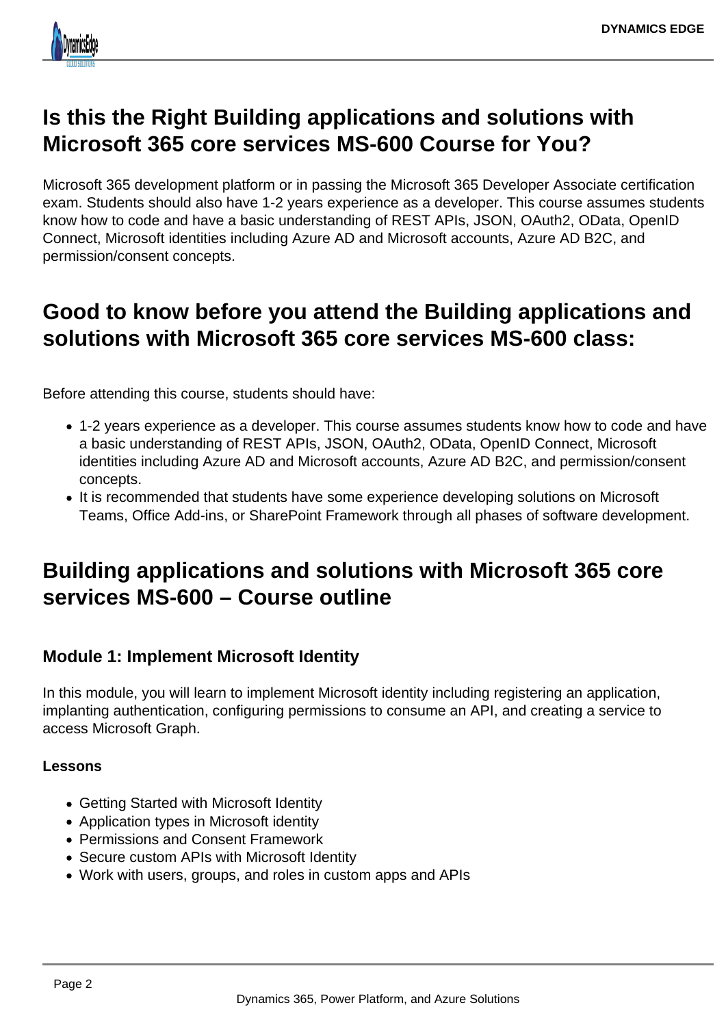## Is this the Right Building applications and solutions with Microsoft 365 core services MS-600 Course for You?

Microsoft 365 development platform or in passing the Microsoft 365 Developer Associate certification exam. Students should also have 1-2 years experience as a developer. This course assumes students know how to code and have a basic understanding of REST APIs, JSON, OAuth2, OData, OpenID Connect, Microsoft identities including Azure AD and Microsoft accounts, Azure AD B2C, and permission/consent concepts.

## Good to know before you attend the Building applications and solutions with Microsoft 365 core services MS-600 class:

Before attending this course, students should have:

- 1-2 years experience as a developer. This course assumes students know how to code and have a basic understanding of REST APIs, JSON, OAuth2, OData, OpenID Connect, Microsoft identities including Azure AD and Microsoft accounts, Azure AD B2C, and permission/consent concepts.
- It is recommended that students have some experience developing solutions on Microsoft Teams, Office Add-ins, or SharePoint Framework through all phases of software development.

## Building applications and solutions with Microsoft 365 core services MS-600 – Course outline

### Module 1: Implement Microsoft Identity

In this module, you will learn to implement Microsoft identity including registering an application, implanting authentication, configuring permissions to consume an API, and creating a service to access Microsoft Graph.

#### Lessons

- Getting Started with Microsoft Identity
- Application types in Microsoft identity
- Permissions and Consent Framework
- Secure custom APIs with Microsoft Identity
- Work with users, groups, and roles in custom apps and APIs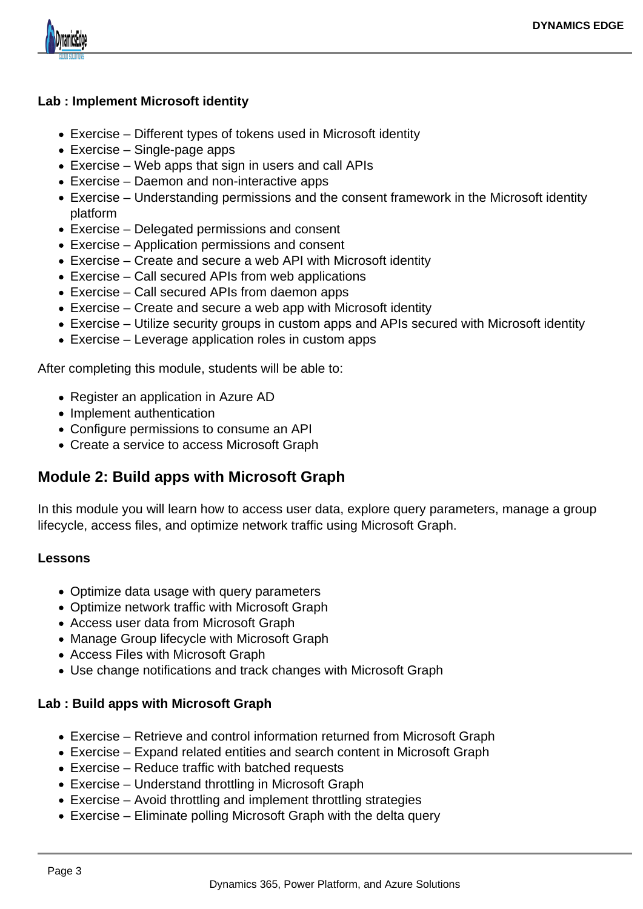**Lab : Implement Microsoft identity**

- Exercise – Different types of tokens used in Microsoft identity
- Exercise – Single-page apps
- Exercise – Web apps that sign in users and call APIs
- Exercise – Daemon and non-interactive apps
- Exercise – Understanding permissions and the consent framework in the Microsoft identity platform
- Exercise – Delegated permissions and consent
- Exercise – Application permissions and consent
- Exercise – Create and secure a web API with Microsoft identity
- Exercise – Call secured APIs from web applications
- Exercise – Call secured APIs from daemon apps
- Exercise – Create and secure a web app with Microsoft identity
- Exercise – Utilize security groups in custom apps and APIs secured with Microsoft identity
- Exercise – Leverage application roles in custom apps

After completing this module, students will be able to:

- Register an application in Azure AD
- Implement authentication
- Configure permissions to consume an API
- Create a service to access Microsoft Graph

## Module 2: Build apps with Microsoft Graph

In this module you will learn how to access user data, explore query parameters, manage a group lifecycle, access files, and optimize network traffic using Microsoft Graph.

**Lessons**

- Optimize data usage with query parameters
- Optimize network traffic with Microsoft Graph
- Access user data from Microsoft Graph
- Manage Group lifecycle with Microsoft Graph
- Access Files with Microsoft Graph
- Use change notifications and track changes with Microsoft Graph

**Lab : Build apps with Microsoft Graph**

- Exercise – Retrieve and control information returned from Microsoft Graph
- Exercise – Expand related entities and search content in Microsoft Graph
- Exercise – Reduce traffic with batched requests
- Exercise – Understand throttling in Microsoft Graph
- Exercise – Avoid throttling and implement throttling strategies
- Exercise – Eliminate polling Microsoft Graph with the delta query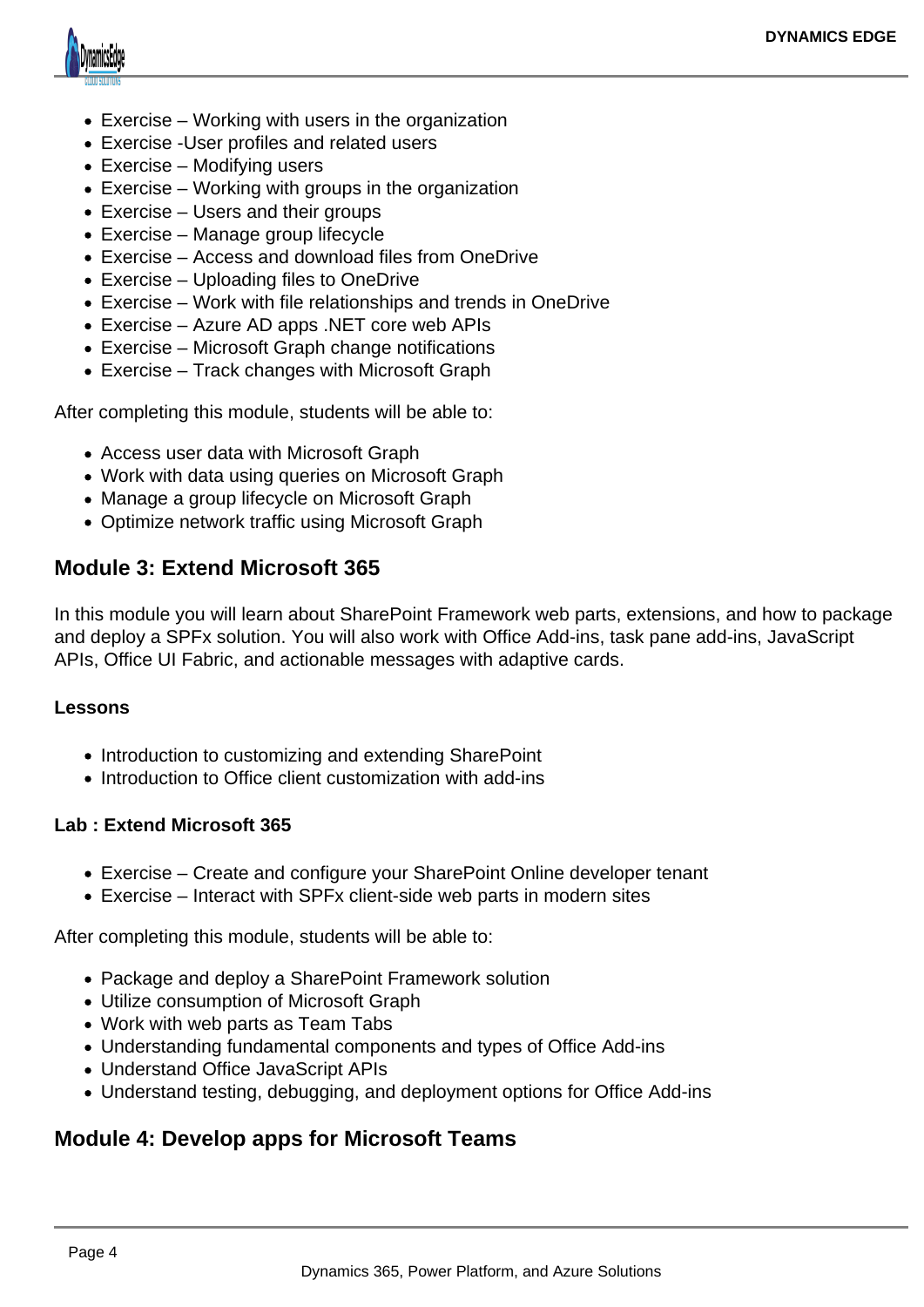- Exercise – Working with users in the organization
- Exercise -User profiles and related users
- Exercise – Modifying users
- Exercise – Working with groups in the organization
- Exercise – Users and their groups
- Exercise – Manage group lifecycle
- Exercise – Access and download files from OneDrive
- Exercise – Uploading files to OneDrive
- Exercise – Work with file relationships and trends in OneDrive
- Exercise – Azure AD apps .NET core web APIs
- Exercise – Microsoft Graph change notifications
- Exercise – Track changes with Microsoft Graph

After completing this module, students will be able to:

- Access user data with Microsoft Graph
- Work with data using queries on Microsoft Graph
- Manage a group lifecycle on Microsoft Graph
- Optimize network traffic using Microsoft Graph

## Module 3: Extend Microsoft 365

In this module you will learn about SharePoint Framework web parts, extensions, and how to package and deploy a SPFx solution. You will also work with Office Add-ins, task pane add-ins, JavaScript APIs, Office UI Fabric, and actionable messages with adaptive cards.

#### Lessons

- Introduction to customizing and extending SharePoint
- Introduction to Office client customization with add-ins

#### Lab : Extend Microsoft 365

- Exercise – Create and configure your SharePoint Online developer tenant
- Exercise – Interact with SPFx client-side web parts in modern sites

After completing this module, students will be able to:

- Package and deploy a SharePoint Framework solution
- Utilize consumption of Microsoft Graph
- Work with web parts as Team Tabs
- Understanding fundamental components and types of Office Add-ins
- Understand Office JavaScript APIs
- Understand testing, debugging, and deployment options for Office Add-ins

## Module 4: Develop apps for Microsoft Teams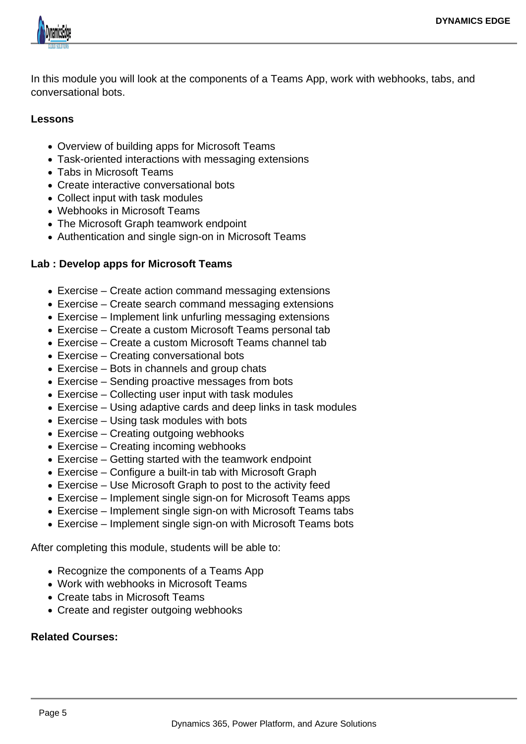In this module you will look at the components of a Teams App, work with webhooks, tabs, and conversational bots.

**Lessons**

- Overview of building apps for Microsoft Teams
- Task-oriented interactions with messaging extensions
- Tabs in Microsoft Teams
- Create interactive conversational bots
- Collect input with task modules
- Webhooks in Microsoft Teams
- The Microsoft Graph teamwork endpoint
- Authentication and single sign-on in Microsoft Teams

**Lab : Develop apps for Microsoft Teams**

- Exercise – Create action command messaging extensions
- Exercise – Create search command messaging extensions
- Exercise – Implement link unfurling messaging extensions
- Exercise – Create a custom Microsoft Teams personal tab
- Exercise – Create a custom Microsoft Teams channel tab
- Exercise – Creating conversational bots
- Exercise – Bots in channels and group chats
- Exercise – Sending proactive messages from bots
- Exercise – Collecting user input with task modules
- Exercise – Using adaptive cards and deep links in task modules
- Exercise – Using task modules with bots
- Exercise – Creating outgoing webhooks
- Exercise – Creating incoming webhooks
- Exercise – Getting started with the teamwork endpoint
- Exercise – Configure a built-in tab with Microsoft Graph
- Exercise – Use Microsoft Graph to post to the activity feed
- Exercise – Implement single sign-on for Microsoft Teams apps
- Exercise – Implement single sign-on with Microsoft Teams tabs
- Exercise – Implement single sign-on with Microsoft Teams bots

After completing this module, students will be able to:

- Recognize the components of a Teams App
- Work with webhooks in Microsoft Teams
- Create tabs in Microsoft Teams
- Create and register outgoing webhooks

**Related Courses:**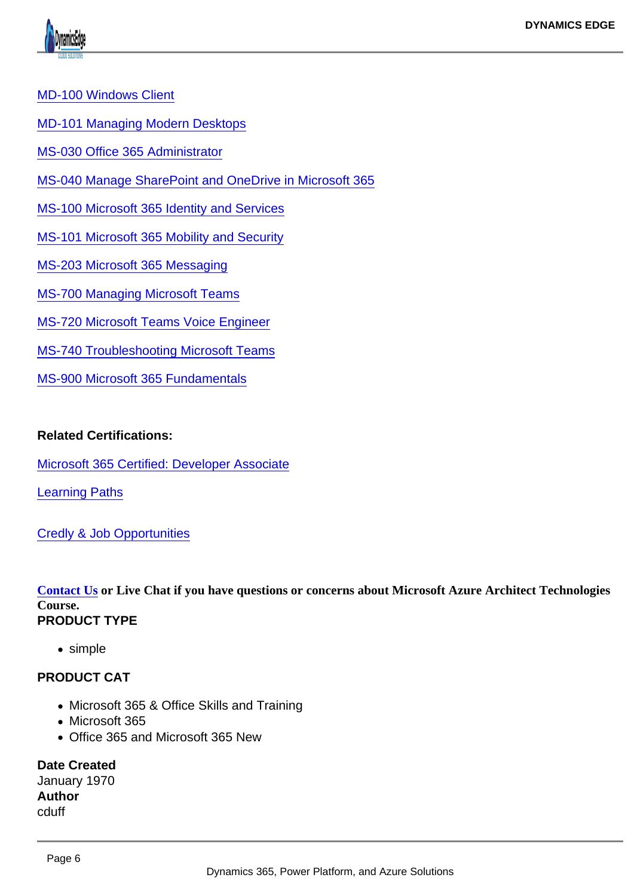[MD-100 Windows Client]

[MD-101 Managing Modern Desktops]

[MS-030 Office 365 Administrator]

[MS-040 Manage SharePoint and OneDrive in Microsoft 365]

[MS-100 Microsoft 365 Identity and Services]

[MS-101 Microsoft 365 Mobility and Security]

[MS-203 Microsoft 365 Messaging]

[MS-700 Managing Microsoft Teams]

[MS-720 Microsoft Teams Voice Engineer]

[MS-740 Troubleshooting Microsoft Teams]

[MS-900 Microsoft 365 Fundamentals]

**Related Certifications:**

[Microsoft 365 Certified: Developer Associate]

[Learning Paths]

[Credly & Job Opportunities]

**[Contact Us] or Live Chat if you have questions or concerns about Microsoft Azure Architect Technologies Course.**

**PRODUCT TYPE**

- simple

**PRODUCT CAT**

- Microsoft 365 & Office Skills and Training
- Microsoft 365
- Office 365 and Microsoft 365 New

**Date Created**
January 1970

**Author**
cduff